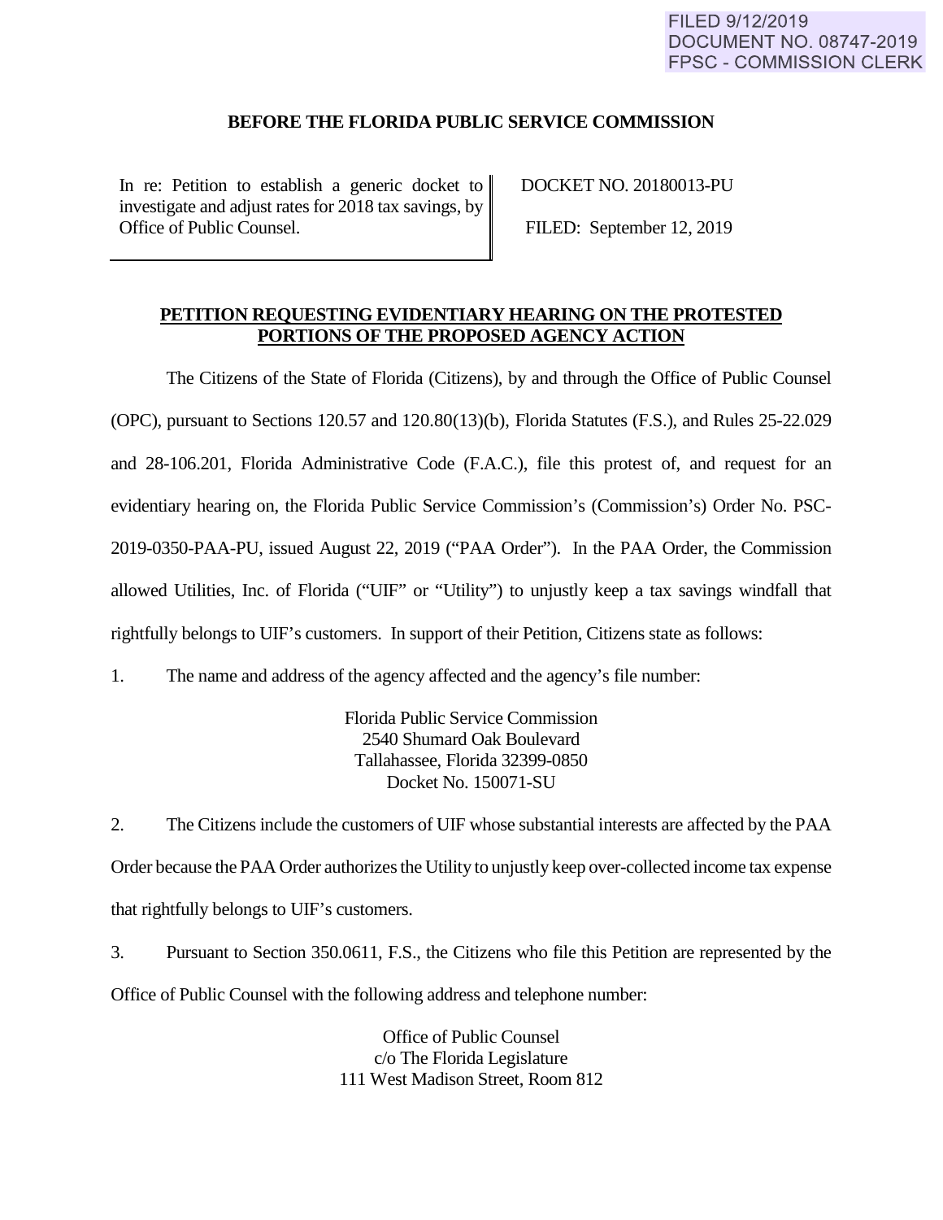FILED 9/12/2019
DOCUMENT NO. 08747-2019
FPSC - COMMISSION CLERK

**BEFORE THE FLORIDA PUBLIC SERVICE COMMISSION**

| In re: Petition to establish a generic docket to investigate and adjust rates for 2018 tax savings, by Office of Public Counsel. | DOCKET NO. 20180013-PU<br><br>FILED: September 12, 2019 |
|---|---|

**PETITION REQUESTING EVIDENTIARY HEARING ON THE PROTESTED PORTIONS OF THE PROPOSED AGENCY ACTION**

The Citizens of the State of Florida (Citizens), by and through the Office of Public Counsel (OPC), pursuant to Sections 120.57 and 120.80(13)(b), Florida Statutes (F.S.), and Rules 25-22.029 and 28-106.201, Florida Administrative Code (F.A.C.), file this protest of, and request for an evidentiary hearing on, the Florida Public Service Commission's (Commission's) Order No. PSC-2019-0350-PAA-PU, issued August 22, 2019 ("PAA Order"). In the PAA Order, the Commission allowed Utilities, Inc. of Florida ("UIF" or "Utility") to unjustly keep a tax savings windfall that rightfully belongs to UIF's customers. In support of their Petition, Citizens state as follows:

1. The name and address of the agency affected and the agency's file number:

Florida Public Service Commission
2540 Shumard Oak Boulevard
Tallahassee, Florida 32399-0850
Docket No. 150071-SU

2. The Citizens include the customers of UIF whose substantial interests are affected by the PAA Order because the PAA Order authorizes the Utility to unjustly keep over-collected income tax expense that rightfully belongs to UIF's customers.

3. Pursuant to Section 350.0611, F.S., the Citizens who file this Petition are represented by the Office of Public Counsel with the following address and telephone number:

Office of Public Counsel
c/o The Florida Legislature
111 West Madison Street, Room 812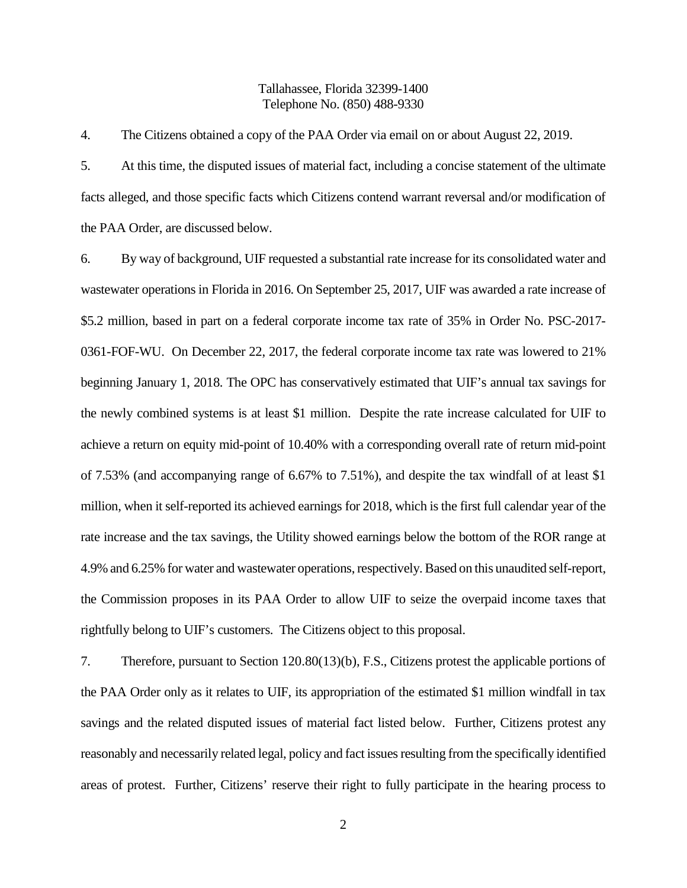Tallahassee, Florida 32399-1400
Telephone No. (850) 488-9330

4. The Citizens obtained a copy of the PAA Order via email on or about August 22, 2019.

5. At this time, the disputed issues of material fact, including a concise statement of the ultimate facts alleged, and those specific facts which Citizens contend warrant reversal and/or modification of the PAA Order, are discussed below.

6. By way of background, UIF requested a substantial rate increase for its consolidated water and wastewater operations in Florida in 2016. On September 25, 2017, UIF was awarded a rate increase of $5.2 million, based in part on a federal corporate income tax rate of 35% in Order No. PSC-2017-0361-FOF-WU. On December 22, 2017, the federal corporate income tax rate was lowered to 21% beginning January 1, 2018. The OPC has conservatively estimated that UIF's annual tax savings for the newly combined systems is at least $1 million. Despite the rate increase calculated for UIF to achieve a return on equity mid-point of 10.40% with a corresponding overall rate of return mid-point of 7.53% (and accompanying range of 6.67% to 7.51%), and despite the tax windfall of at least $1 million, when it self-reported its achieved earnings for 2018, which is the first full calendar year of the rate increase and the tax savings, the Utility showed earnings below the bottom of the ROR range at 4.9% and 6.25% for water and wastewater operations, respectively. Based on this unaudited self-report, the Commission proposes in its PAA Order to allow UIF to seize the overpaid income taxes that rightfully belong to UIF's customers. The Citizens object to this proposal.

7. Therefore, pursuant to Section 120.80(13)(b), F.S., Citizens protest the applicable portions of the PAA Order only as it relates to UIF, its appropriation of the estimated $1 million windfall in tax savings and the related disputed issues of material fact listed below. Further, Citizens protest any reasonably and necessarily related legal, policy and fact issues resulting from the specifically identified areas of protest. Further, Citizens' reserve their right to fully participate in the hearing process to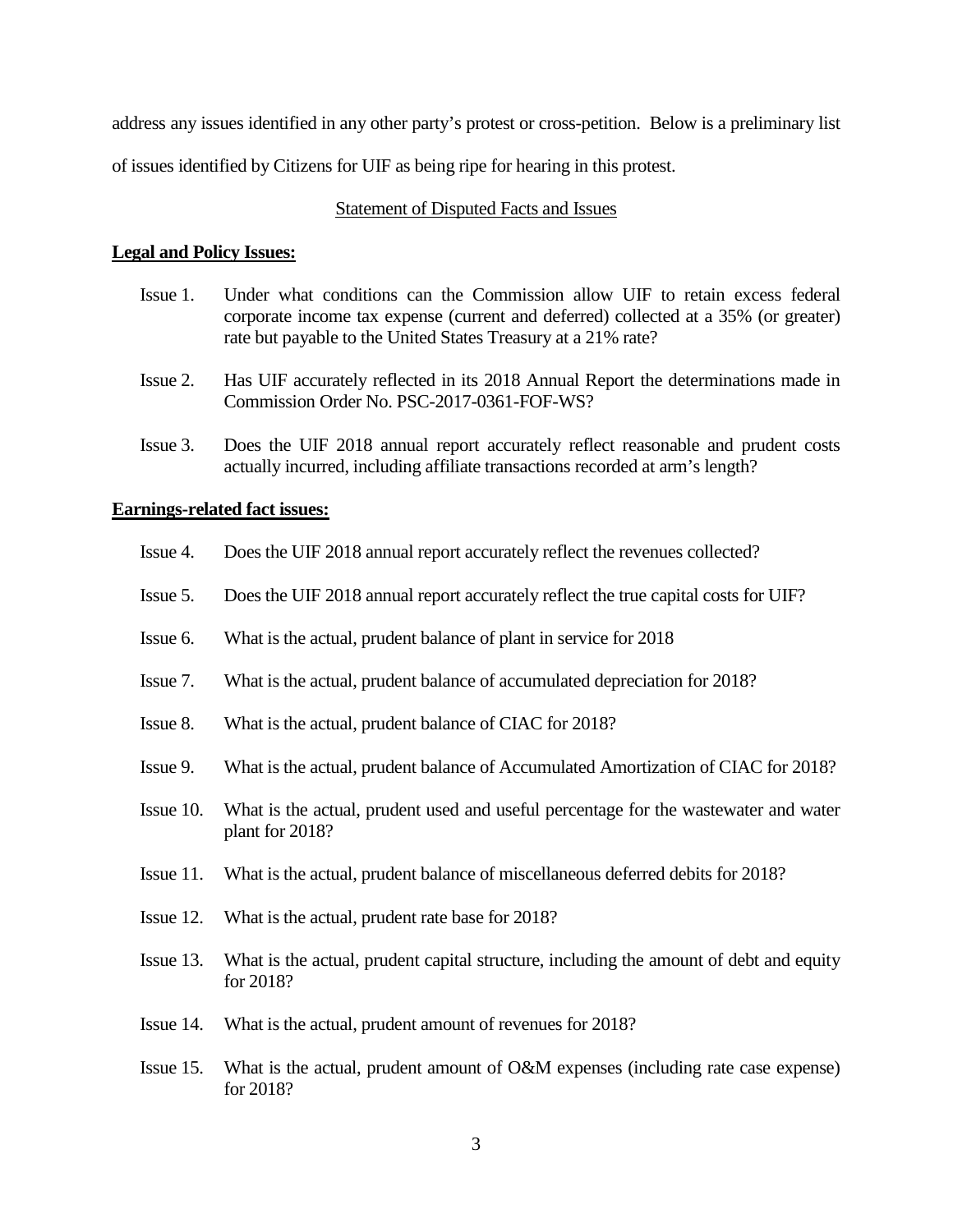address any issues identified in any other party's protest or cross-petition. Below is a preliminary list of issues identified by Citizens for UIF as being ripe for hearing in this protest.

Statement of Disputed Facts and Issues

**Legal and Policy Issues:**

Issue 1. Under what conditions can the Commission allow UIF to retain excess federal corporate income tax expense (current and deferred) collected at a 35% (or greater) rate but payable to the United States Treasury at a 21% rate?

Issue 2. Has UIF accurately reflected in its 2018 Annual Report the determinations made in Commission Order No. PSC-2017-0361-FOF-WS?

Issue 3. Does the UIF 2018 annual report accurately reflect reasonable and prudent costs actually incurred, including affiliate transactions recorded at arm's length?

**Earnings-related fact issues:**

Issue 4. Does the UIF 2018 annual report accurately reflect the revenues collected?

Issue 5. Does the UIF 2018 annual report accurately reflect the true capital costs for UIF?

Issue 6. What is the actual, prudent balance of plant in service for 2018

Issue 7. What is the actual, prudent balance of accumulated depreciation for 2018?

Issue 8. What is the actual, prudent balance of CIAC for 2018?

Issue 9. What is the actual, prudent balance of Accumulated Amortization of CIAC for 2018?

Issue 10. What is the actual, prudent used and useful percentage for the wastewater and water plant for 2018?

Issue 11. What is the actual, prudent balance of miscellaneous deferred debits for 2018?

Issue 12. What is the actual, prudent rate base for 2018?

Issue 13. What is the actual, prudent capital structure, including the amount of debt and equity for 2018?

Issue 14. What is the actual, prudent amount of revenues for 2018?

Issue 15. What is the actual, prudent amount of O&M expenses (including rate case expense) for 2018?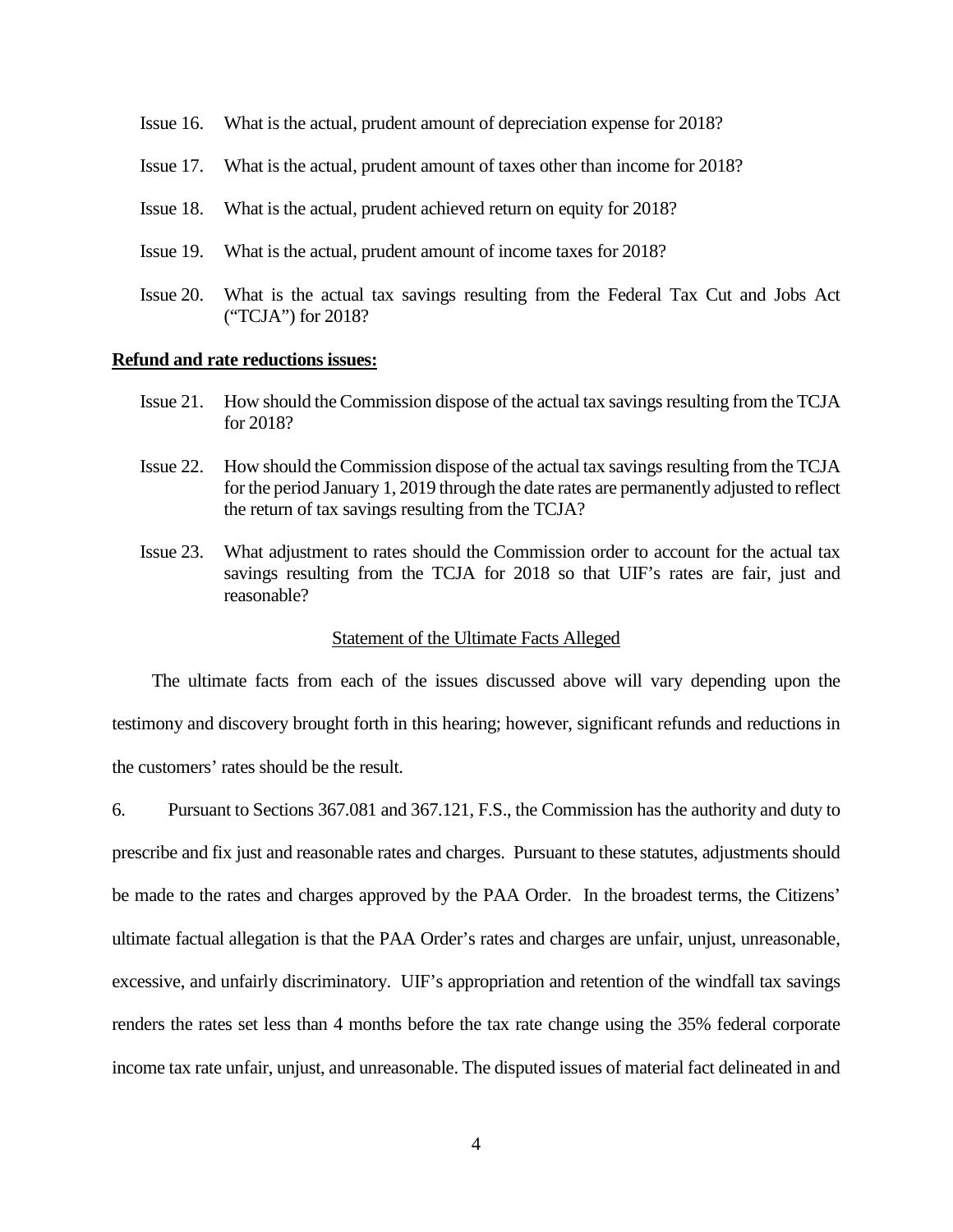Issue 16. What is the actual, prudent amount of depreciation expense for 2018?

Issue 17. What is the actual, prudent amount of taxes other than income for 2018?

Issue 18. What is the actual, prudent achieved return on equity for 2018?

Issue 19. What is the actual, prudent amount of income taxes for 2018?

Issue 20. What is the actual tax savings resulting from the Federal Tax Cut and Jobs Act ("TCJA") for 2018?

**Refund and rate reductions issues:**

Issue 21. How should the Commission dispose of the actual tax savings resulting from the TCJA for 2018?

Issue 22. How should the Commission dispose of the actual tax savings resulting from the TCJA for the period January 1, 2019 through the date rates are permanently adjusted to reflect the return of tax savings resulting from the TCJA?

Issue 23. What adjustment to rates should the Commission order to account for the actual tax savings resulting from the TCJA for 2018 so that UIF's rates are fair, just and reasonable?

Statement of the Ultimate Facts Alleged

The ultimate facts from each of the issues discussed above will vary depending upon the testimony and discovery brought forth in this hearing; however, significant refunds and reductions in the customers' rates should be the result.

6. Pursuant to Sections 367.081 and 367.121, F.S., the Commission has the authority and duty to prescribe and fix just and reasonable rates and charges. Pursuant to these statutes, adjustments should be made to the rates and charges approved by the PAA Order. In the broadest terms, the Citizens' ultimate factual allegation is that the PAA Order's rates and charges are unfair, unjust, unreasonable, excessive, and unfairly discriminatory. UIF's appropriation and retention of the windfall tax savings renders the rates set less than 4 months before the tax rate change using the 35% federal corporate income tax rate unfair, unjust, and unreasonable. The disputed issues of material fact delineated in and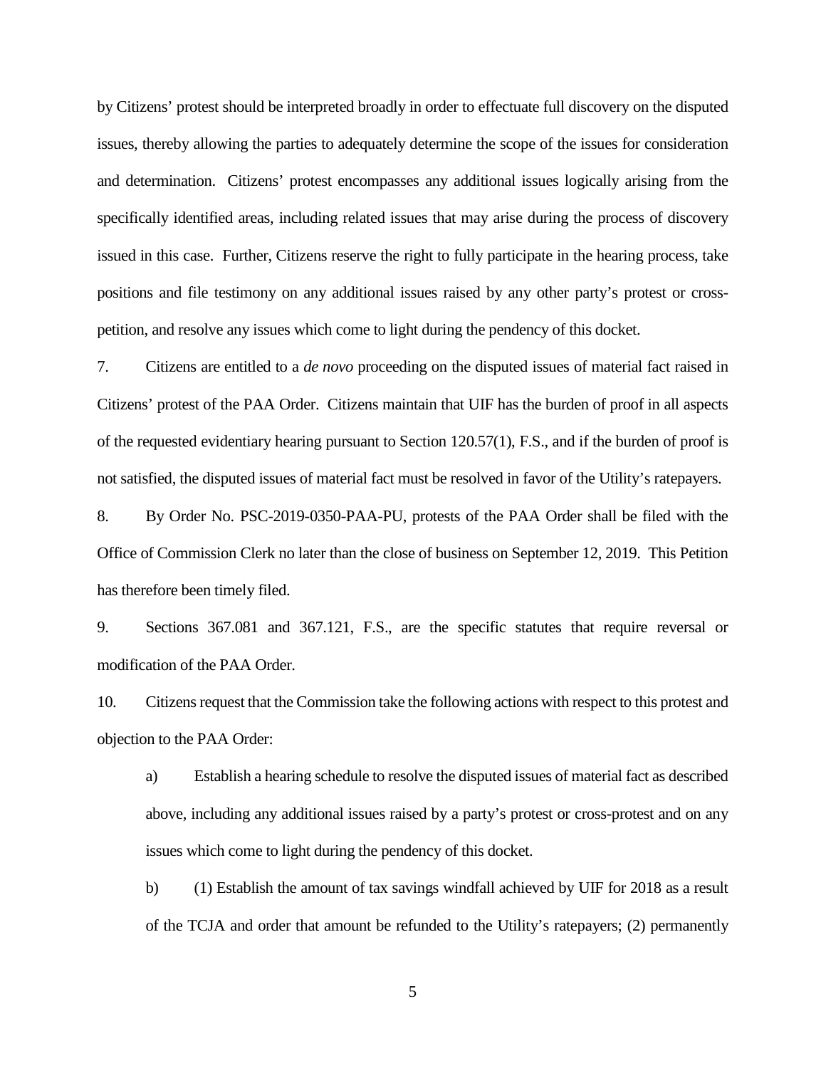by Citizens' protest should be interpreted broadly in order to effectuate full discovery on the disputed issues, thereby allowing the parties to adequately determine the scope of the issues for consideration and determination. Citizens' protest encompasses any additional issues logically arising from the specifically identified areas, including related issues that may arise during the process of discovery issued in this case. Further, Citizens reserve the right to fully participate in the hearing process, take positions and file testimony on any additional issues raised by any other party's protest or cross-petition, and resolve any issues which come to light during the pendency of this docket.

7. Citizens are entitled to a *de novo* proceeding on the disputed issues of material fact raised in Citizens' protest of the PAA Order. Citizens maintain that UIF has the burden of proof in all aspects of the requested evidentiary hearing pursuant to Section 120.57(1), F.S., and if the burden of proof is not satisfied, the disputed issues of material fact must be resolved in favor of the Utility's ratepayers.

8. By Order No. PSC-2019-0350-PAA-PU, protests of the PAA Order shall be filed with the Office of Commission Clerk no later than the close of business on September 12, 2019. This Petition has therefore been timely filed.

9. Sections 367.081 and 367.121, F.S., are the specific statutes that require reversal or modification of the PAA Order.

10. Citizens request that the Commission take the following actions with respect to this protest and objection to the PAA Order:

a) Establish a hearing schedule to resolve the disputed issues of material fact as described above, including any additional issues raised by a party's protest or cross-protest and on any issues which come to light during the pendency of this docket.

b) (1) Establish the amount of tax savings windfall achieved by UIF for 2018 as a result of the TCJA and order that amount be refunded to the Utility's ratepayers; (2) permanently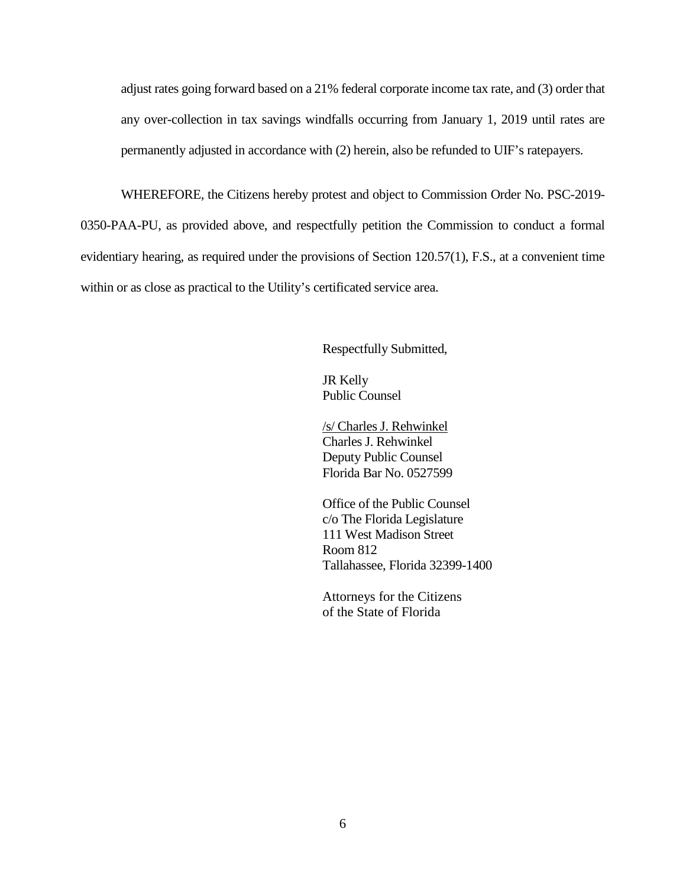adjust rates going forward based on a 21% federal corporate income tax rate, and (3) order that any over-collection in tax savings windfalls occurring from January 1, 2019 until rates are permanently adjusted in accordance with (2) herein, also be refunded to UIF's ratepayers.

WHEREFORE, the Citizens hereby protest and object to Commission Order No. PSC-2019-0350-PAA-PU, as provided above, and respectfully petition the Commission to conduct a formal evidentiary hearing, as required under the provisions of Section 120.57(1), F.S., at a convenient time within or as close as practical to the Utility's certificated service area.

Respectfully Submitted,

JR Kelly  
Public Counsel

/s/ Charles J. Rehwinkel  
Charles J. Rehwinkel  
Deputy Public Counsel  
Florida Bar No. 0527599

Office of the Public Counsel  
c/o The Florida Legislature  
111 West Madison Street  
Room 812  
Tallahassee, Florida 32399-1400

Attorneys for the Citizens  
of the State of Florida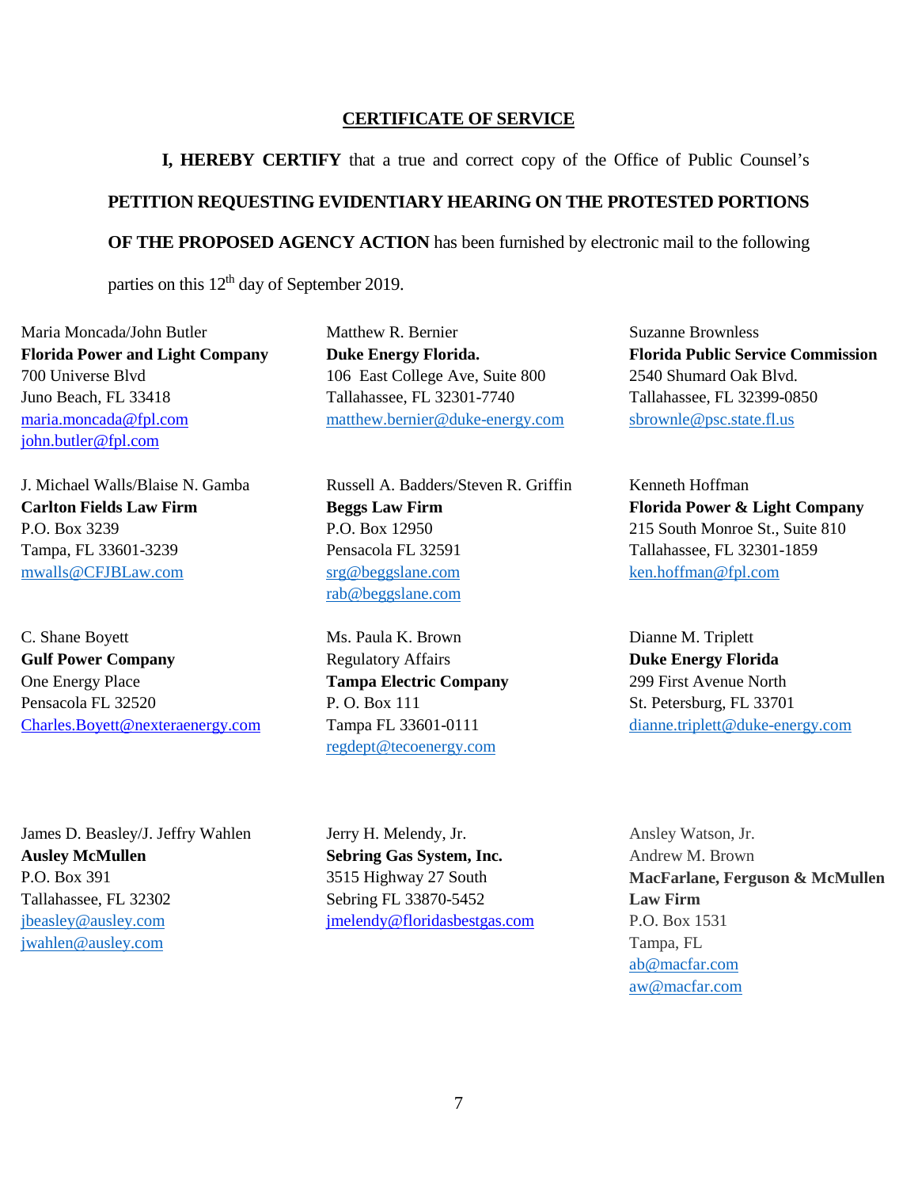## CERTIFICATE OF SERVICE

**I, HEREBY CERTIFY** that a true and correct copy of the Office of Public Counsel's **PETITION REQUESTING EVIDENTIARY HEARING ON THE PROTESTED PORTIONS OF THE PROPOSED AGENCY ACTION** has been furnished by electronic mail to the following parties on this 12th day of September 2019.

Maria Moncada/John Butler
**Florida Power and Light Company**
700 Universe Blvd
Juno Beach, FL 33418
maria.moncada@fpl.com
john.butler@fpl.com

Matthew R. Bernier
**Duke Energy Florida.**
106 East College Ave, Suite 800
Tallahassee, FL 32301-7740
matthew.bernier@duke-energy.com

Suzanne Brownless
**Florida Public Service Commission**
2540 Shumard Oak Blvd.
Tallahassee, FL 32399-0850
sbrownle@psc.state.fl.us

J. Michael Walls/Blaise N. Gamba
**Carlton Fields Law Firm**
P.O. Box 3239
Tampa, FL 33601-3239
mwalls@CFJBLaw.com

Russell A. Badders/Steven R. Griffin
**Beggs Law Firm**
P.O. Box 12950
Pensacola FL 32591
srg@beggslane.com
rab@beggslane.com

Kenneth Hoffman
**Florida Power & Light Company**
215 South Monroe St., Suite 810
Tallahassee, FL 32301-1859
ken.hoffman@fpl.com

C. Shane Boyett
**Gulf Power Company**
One Energy Place
Pensacola FL 32520
Charles.Boyett@nexteraenergy.com

Ms. Paula K. Brown
Regulatory Affairs
**Tampa Electric Company**
P. O. Box 111
Tampa FL 33601-0111
regdept@tecoenergy.com

Dianne M. Triplett
**Duke Energy Florida**
299 First Avenue North
St. Petersburg, FL 33701
dianne.triplett@duke-energy.com

James D. Beasley/J. Jeffry Wahlen
**Ausley McMullen**
P.O. Box 391
Tallahassee, FL 32302
jbeasley@ausley.com
jwahlen@ausley.com

Jerry H. Melendy, Jr.
**Sebring Gas System, Inc.**
3515 Highway 27 South
Sebring FL 33870-5452
jmelendy@floridasbestgas.com

Ansley Watson, Jr.
Andrew M. Brown
**MacFarlane, Ferguson & McMullen Law Firm**
P.O. Box 1531
Tampa, FL
ab@macfar.com
aw@macfar.com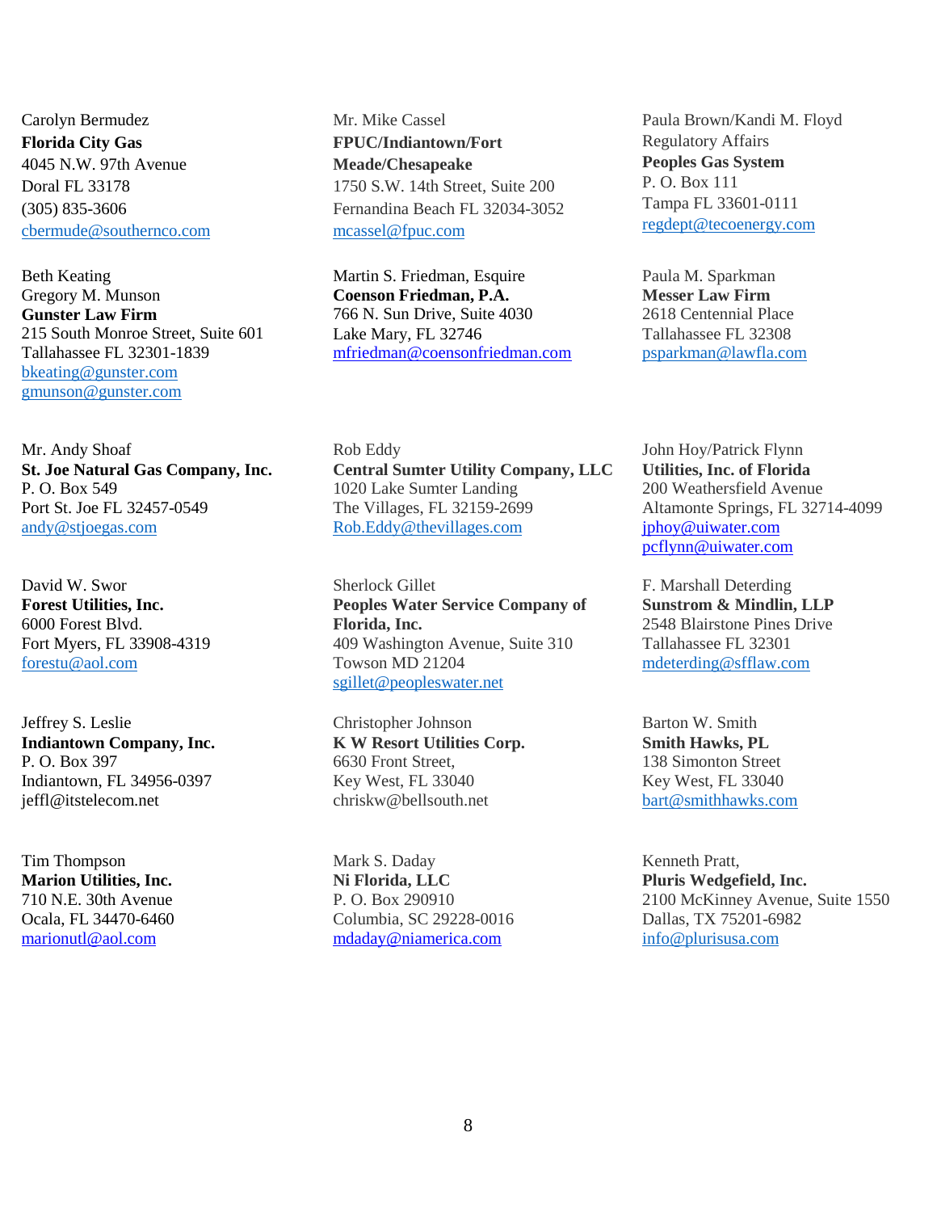Carolyn Bermudez
**Florida City Gas**
4045 N.W. 97th Avenue
Doral FL 33178
(305) 835-3606
cbermude@southernco.com

Mr. Mike Cassel
**FPUC/Indiantown/Fort Meade/Chesapeake**
1750 S.W. 14th Street, Suite 200
Fernandina Beach FL 32034-3052
mcassel@fpuc.com

Paula Brown/Kandi M. Floyd
Regulatory Affairs
**Peoples Gas System**
P. O. Box 111
Tampa FL 33601-0111
regdept@tecoenergy.com

Beth Keating
Gregory M. Munson
**Gunster Law Firm**
215 South Monroe Street, Suite 601
Tallahassee FL 32301-1839
bkeating@gunster.com
gmunson@gunster.com

Martin S. Friedman, Esquire
**Coenson Friedman, P.A.**
766 N. Sun Drive, Suite 4030
Lake Mary, FL 32746
mfriedman@coensonfriedman.com

Paula M. Sparkman
**Messer Law Firm**
2618 Centennial Place
Tallahassee FL 32308
psparkman@lawfla.com

Mr. Andy Shoaf
**St. Joe Natural Gas Company, Inc.**
P. O. Box 549
Port St. Joe FL 32457-0549
andy@stjoegas.com

Rob Eddy
**Central Sumter Utility Company, LLC**
1020 Lake Sumter Landing
The Villages, FL 32159-2699
Rob.Eddy@thevillages.com

John Hoy/Patrick Flynn
**Utilities, Inc. of Florida**
200 Weathersfield Avenue
Altamonte Springs, FL 32714-4099
jphoy@uiwater.com
pcflynn@uiwater.com

David W. Swor
**Forest Utilities, Inc.**
6000 Forest Blvd.
Fort Myers, FL 33908-4319
forestu@aol.com

Sherlock Gillet
**Peoples Water Service Company of Florida, Inc.**
409 Washington Avenue, Suite 310
Towson MD 21204
sgillet@peopleswater.net

F. Marshall Deterding
**Sunstrom & Mindlin, LLP**
2548 Blairstone Pines Drive
Tallahassee FL 32301
mdeterding@sfflaw.com

Jeffrey S. Leslie
**Indiantown Company, Inc.**
P. O. Box 397
Indiantown, FL 34956-0397
jeffl@itstelecom.net

Christopher Johnson
**K W Resort Utilities Corp.**
6630 Front Street,
Key West, FL 33040
chriskw@bellsouth.net

Barton W. Smith
**Smith Hawks, PL**
138 Simonton Street
Key West, FL 33040
bart@smithhawks.com

Tim Thompson
**Marion Utilities, Inc.**
710 N.E. 30th Avenue
Ocala, FL 34470-6460
marionutl@aol.com

Mark S. Daday
**Ni Florida, LLC**
P. O. Box 290910
Columbia, SC 29228-0016
mdaday@niamerica.com

Kenneth Pratt,
**Pluris Wedgefield, Inc.**
2100 McKinney Avenue, Suite 1550
Dallas, TX 75201-6982
info@plurisusa.com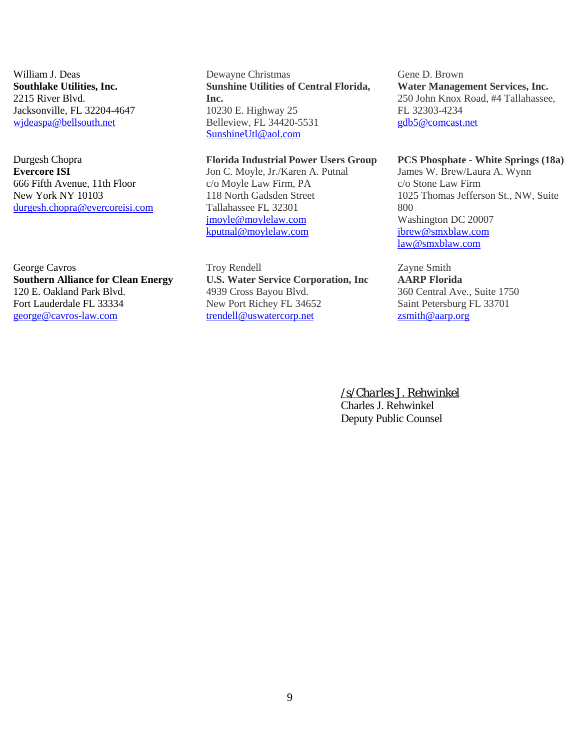William J. Deas
**Southlake Utilities, Inc.**
2215 River Blvd.
Jacksonville, FL 32204-4647
wjdeaspa@bellsouth.net

Dewayne Christmas
**Sunshine Utilities of Central Florida, Inc.**
10230 E. Highway 25
Belleview, FL 34420-5531
SunshineUtl@aol.com

Gene D. Brown
**Water Management Services, Inc.**
250 John Knox Road, #4 Tallahassee, FL 32303-4234
gdb5@comcast.net

Durgesh Chopra
**Evercore ISI**
666 Fifth Avenue, 11th Floor
New York NY 10103
durgesh.chopra@evercoreisi.com

**Florida Industrial Power Users Group**
Jon C. Moyle, Jr./Karen A. Putnal
c/o Moyle Law Firm, PA
118 North Gadsden Street
Tallahassee FL 32301
jmoyle@moylelaw.com
kputnal@moylelaw.com

**PCS Phosphate - White Springs (18a)**
James W. Brew/Laura A. Wynn
c/o Stone Law Firm
1025 Thomas Jefferson St., NW, Suite 800
Washington DC 20007
jbrew@smxblaw.com
law@smxblaw.com

George Cavros
**Southern Alliance for Clean Energy**
120 E. Oakland Park Blvd.
Fort Lauderdale FL 33334
george@cavros-law.com

Troy Rendell
**U.S. Water Service Corporation, Inc**
4939 Cross Bayou Blvd.
New Port Richey FL 34652
trendell@uswatercorp.net

Zayne Smith
**AARP Florida**
360 Central Ave., Suite 1750
Saint Petersburg FL 33701
zsmith@aarp.org

*/s/Charles J. Rehwinkel*
Charles J. Rehwinkel
Deputy Public Counsel